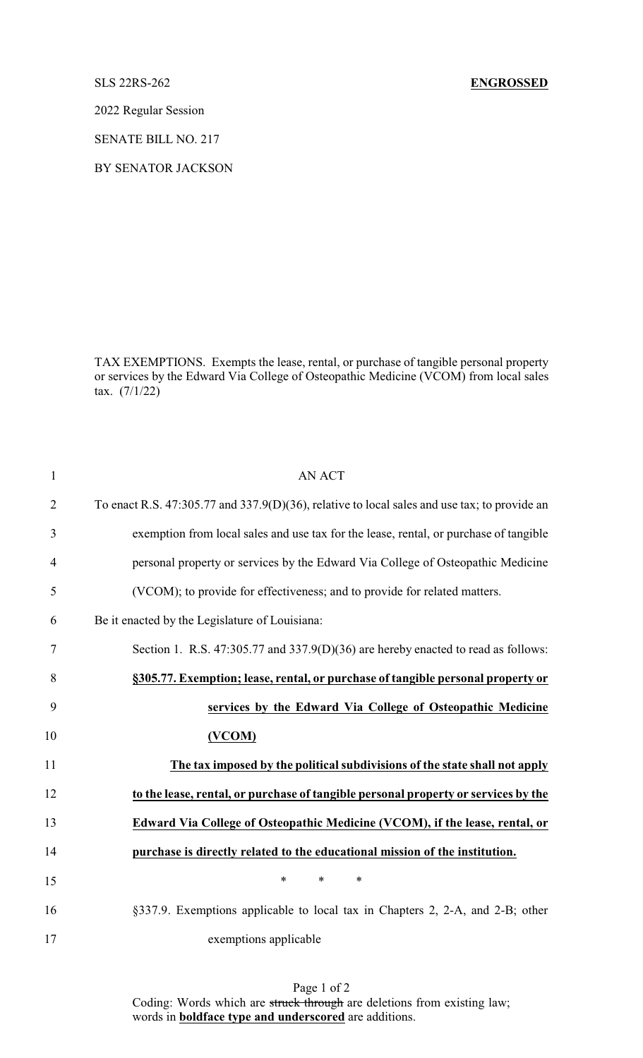SLS 22RS-262 **ENGROSSED**

2022 Regular Session

SENATE BILL NO. 217

BY SENATOR JACKSON

TAX EXEMPTIONS. Exempts the lease, rental, or purchase of tangible personal property or services by the Edward Via College of Osteopathic Medicine (VCOM) from local sales tax. (7/1/22)

1 AN ACT

2 To enact R.S. 47:305.77 and 337.9(D)(36), relative to local sales and use tax; to provide an

3 exemption from local sales and use tax for the lease, rental, or purchase of tangible

4 personal property or services by the Edward Via College of Osteopathic Medicine

5 (VCOM); to provide for effectiveness; and to provide for related matters.

6 Be it enacted by the Legislature of Louisiana:

7 Section 1. R.S. 47:305.77 and 337.9(D)(36) are hereby enacted to read as follows:

8 **<u>§305.77. Exemption; lease, rental, or purchase of tangible personal property or</u>**

9 **<u>services by the Edward Via College of Osteopathic Medicine</u>**

10 **<u>(VCOM)</u>**

11 **<u>The tax imposed by the political subdivisions of the state shall not apply</u>**

12 **<u>to the lease, rental, or purchase of tangible personal property or services by the</u>**

13 **<u>Edward Via College of Osteopathic Medicine (VCOM), if the lease, rental, or</u>**

14 **<u>purchase is directly related to the educational mission of the institution.</u>**

15 * * *

16 §337.9. Exemptions applicable to local tax in Chapters 2, 2-A, and 2-B; other

17 exemptions applicable

Coding: Words which are ~~struck through~~ are deletions from existing law; words in **<u>boldface type and underscored</u>** are additions.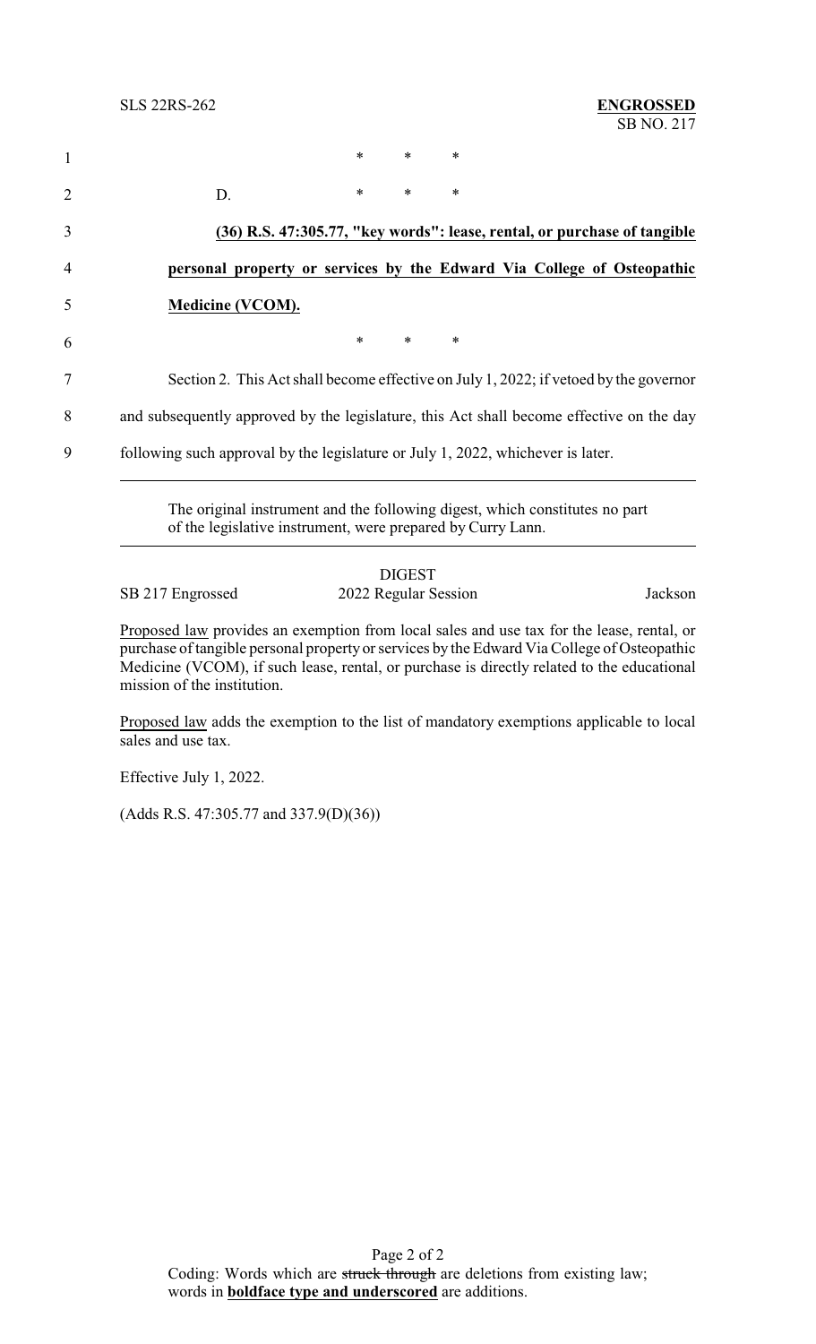\* \* \*

D. \* \* \*

**(36) R.S. 47:305.77, "key words": lease, rental, or purchase of tangible personal property or services by the Edward Via College of Osteopathic Medicine (VCOM).**

\* \* \*

Section 2. This Act shall become effective on July 1, 2022; if vetoed by the governor and subsequently approved by the legislature, this Act shall become effective on the day following such approval by the legislature or July 1, 2022, whichever is later.

---

The original instrument and the following digest, which constitutes no part of the legislative instrument, were prepared by Curry Lann.

---

DIGEST

SB 217 Engrossed — 2022 Regular Session — Jackson

Proposed law provides an exemption from local sales and use tax for the lease, rental, or purchase of tangible personal property or services by the Edward Via College of Osteopathic Medicine (VCOM), if such lease, rental, or purchase is directly related to the educational mission of the institution.

Proposed law adds the exemption to the list of mandatory exemptions applicable to local sales and use tax.

Effective July 1, 2022.

(Adds R.S. 47:305.77 and 337.9(D)(36))

Coding: Words which are ~~struck through~~ are deletions from existing law; words in **boldface type and underscored** are additions.